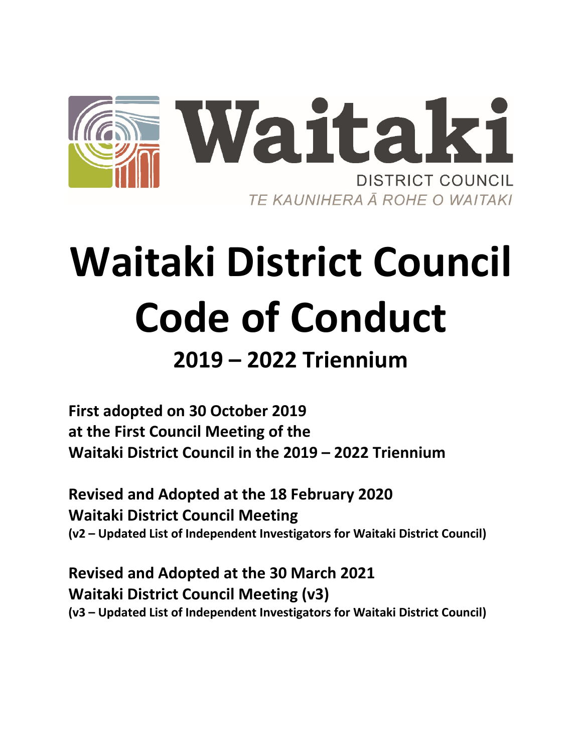Waitaki

DISTRICT COUNCIL

TE KAUNIHERA Ā ROHE O WAITAKI

# Waitaki District Council Code of Conduct

## 2019 – 2022 Triennium

**First adopted on 30 October 2019**
**at the First Council Meeting of the**
**Waitaki District Council in the 2019 – 2022 Triennium**

**Revised and Adopted at the 18 February 2020**
**Waitaki District Council Meeting**
**(v2 – Updated List of Independent Investigators for Waitaki District Council)**

**Revised and Adopted at the 30 March 2021**
**Waitaki District Council Meeting (v3)**
**(v3 – Updated List of Independent Investigators for Waitaki District Council)**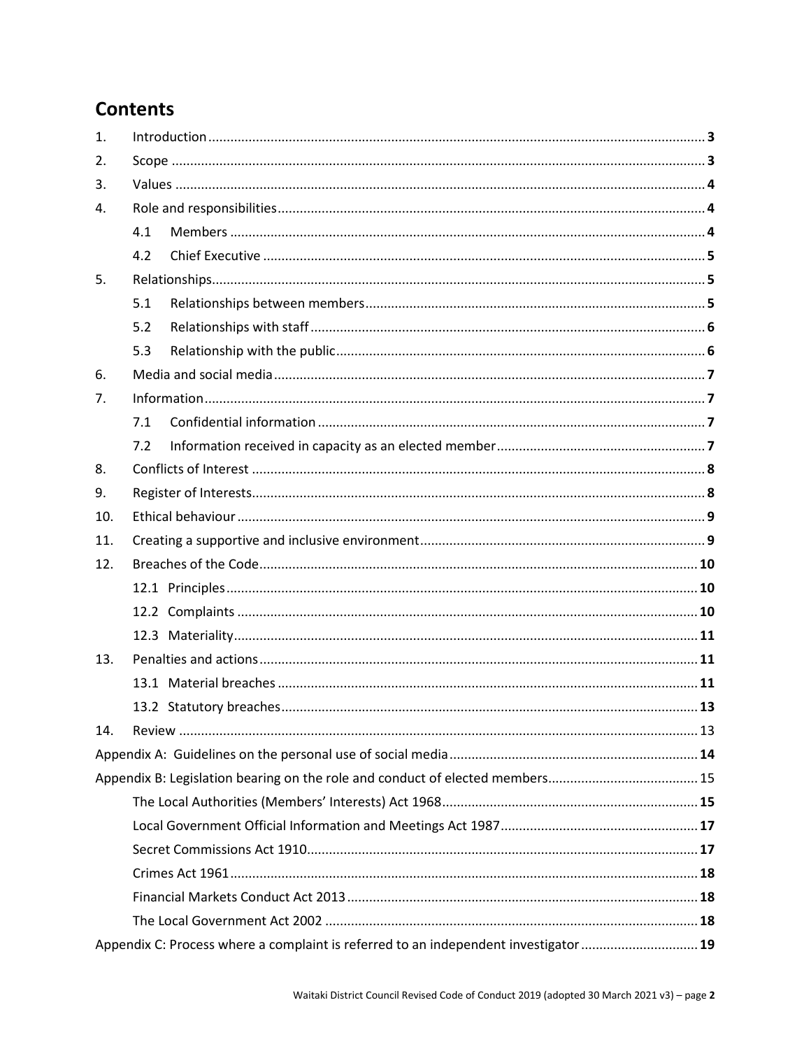## Contents

| | | |
|---|---|---|
| 1. | Introduction | 3 |
| 2. | Scope | 3 |
| 3. | Values | 4 |
| 4. | Role and responsibilities | 4 |
| | 4.1 Members | 4 |
| | 4.2 Chief Executive | 5 |
| 5. | Relationships | 5 |
| | 5.1 Relationships between members | 5 |
| | 5.2 Relationships with staff | 6 |
| | 5.3 Relationship with the public | 6 |
| 6. | Media and social media | 7 |
| 7. | Information | 7 |
| | 7.1 Confidential information | 7 |
| | 7.2 Information received in capacity as an elected member | 7 |
| 8. | Conflicts of Interest | 8 |
| 9. | Register of Interests | 8 |
| 10. | Ethical behaviour | 9 |
| 11. | Creating a supportive and inclusive environment | 9 |
| 12. | Breaches of the Code | 10 |
| | 12.1 Principles | 10 |
| | 12.2 Complaints | 10 |
| | 12.3 Materiality | 11 |
| 13. | Penalties and actions | 11 |
| | 13.1 Material breaches | 11 |
| | 13.2 Statutory breaches | 13 |
| 14. | Review | 13 |
| Appendix A: Guidelines on the personal use of social media | | 14 |
| Appendix B: Legislation bearing on the role and conduct of elected members | | 15 |
| | The Local Authorities (Members' Interests) Act 1968 | 15 |
| | Local Government Official Information and Meetings Act 1987 | 17 |
| | Secret Commissions Act 1910 | 17 |
| | Crimes Act 1961 | 18 |
| | Financial Markets Conduct Act 2013 | 18 |
| | The Local Government Act 2002 | 18 |
| Appendix C: Process where a complaint is referred to an independent investigator | | 19 |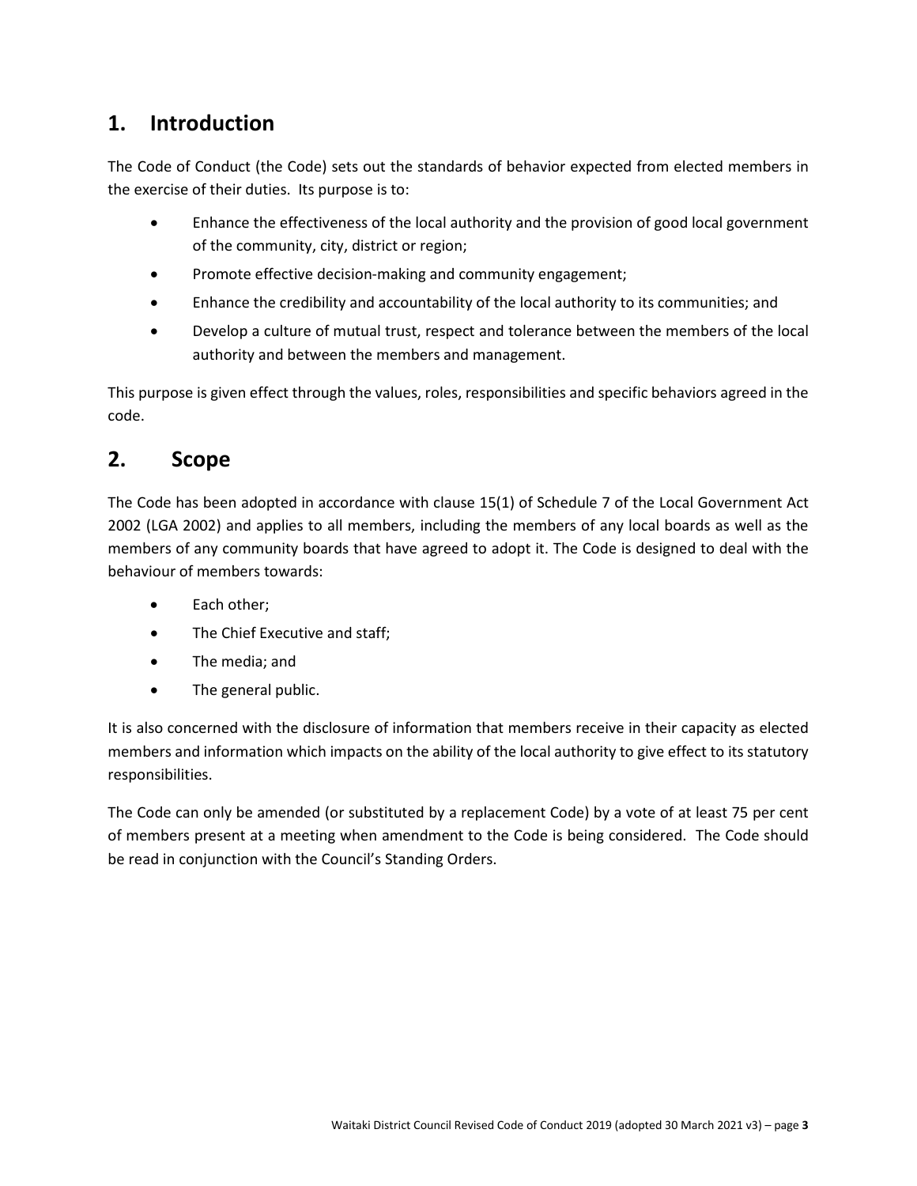## 1. Introduction

The Code of Conduct (the Code) sets out the standards of behavior expected from elected members in the exercise of their duties. Its purpose is to:

- Enhance the effectiveness of the local authority and the provision of good local government of the community, city, district or region;
- Promote effective decision-making and community engagement;
- Enhance the credibility and accountability of the local authority to its communities; and
- Develop a culture of mutual trust, respect and tolerance between the members of the local authority and between the members and management.

This purpose is given effect through the values, roles, responsibilities and specific behaviors agreed in the code.

## 2. Scope

The Code has been adopted in accordance with clause 15(1) of Schedule 7 of the Local Government Act 2002 (LGA 2002) and applies to all members, including the members of any local boards as well as the members of any community boards that have agreed to adopt it. The Code is designed to deal with the behaviour of members towards:

- Each other;
- The Chief Executive and staff;
- The media; and
- The general public.

It is also concerned with the disclosure of information that members receive in their capacity as elected members and information which impacts on the ability of the local authority to give effect to its statutory responsibilities.

The Code can only be amended (or substituted by a replacement Code) by a vote of at least 75 per cent of members present at a meeting when amendment to the Code is being considered. The Code should be read in conjunction with the Council's Standing Orders.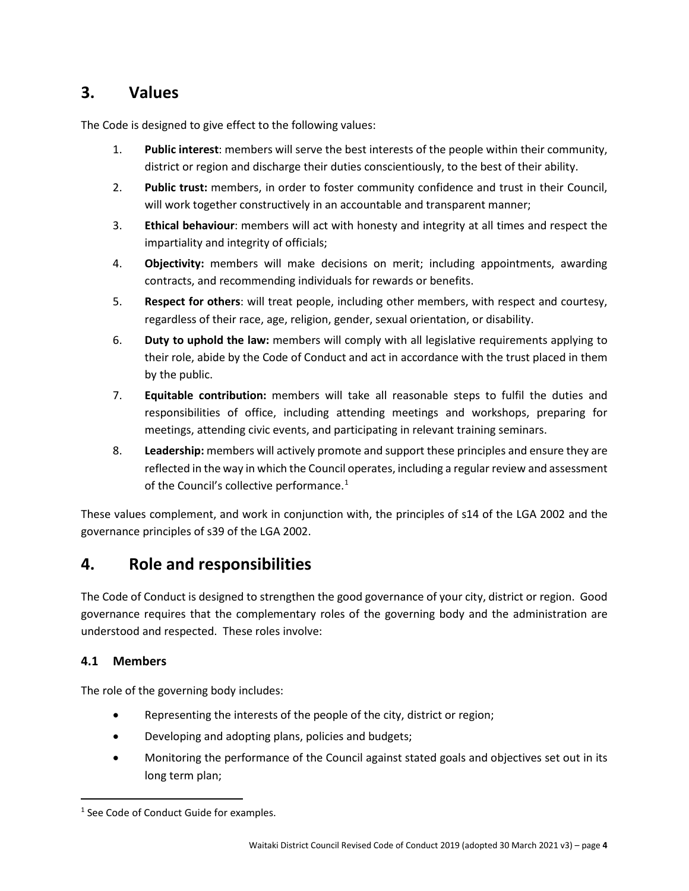## 3. Values

The Code is designed to give effect to the following values:

1. **Public interest**: members will serve the best interests of the people within their community, district or region and discharge their duties conscientiously, to the best of their ability.
2. **Public trust:** members, in order to foster community confidence and trust in their Council, will work together constructively in an accountable and transparent manner;
3. **Ethical behaviour**: members will act with honesty and integrity at all times and respect the impartiality and integrity of officials;
4. **Objectivity:** members will make decisions on merit; including appointments, awarding contracts, and recommending individuals for rewards or benefits.
5. **Respect for others**: will treat people, including other members, with respect and courtesy, regardless of their race, age, religion, gender, sexual orientation, or disability.
6. **Duty to uphold the law:** members will comply with all legislative requirements applying to their role, abide by the Code of Conduct and act in accordance with the trust placed in them by the public.
7. **Equitable contribution:** members will take all reasonable steps to fulfil the duties and responsibilities of office, including attending meetings and workshops, preparing for meetings, attending civic events, and participating in relevant training seminars.
8. **Leadership:** members will actively promote and support these principles and ensure they are reflected in the way in which the Council operates, including a regular review and assessment of the Council's collective performance.[1]

These values complement, and work in conjunction with, the principles of s14 of the LGA 2002 and the governance principles of s39 of the LGA 2002.

## 4. Role and responsibilities

The Code of Conduct is designed to strengthen the good governance of your city, district or region. Good governance requires that the complementary roles of the governing body and the administration are understood and respected. These roles involve:

### 4.1 Members

The role of the governing body includes:

- Representing the interests of the people of the city, district or region;
- Developing and adopting plans, policies and budgets;
- Monitoring the performance of the Council against stated goals and objectives set out in its long term plan;

[1] See Code of Conduct Guide for examples.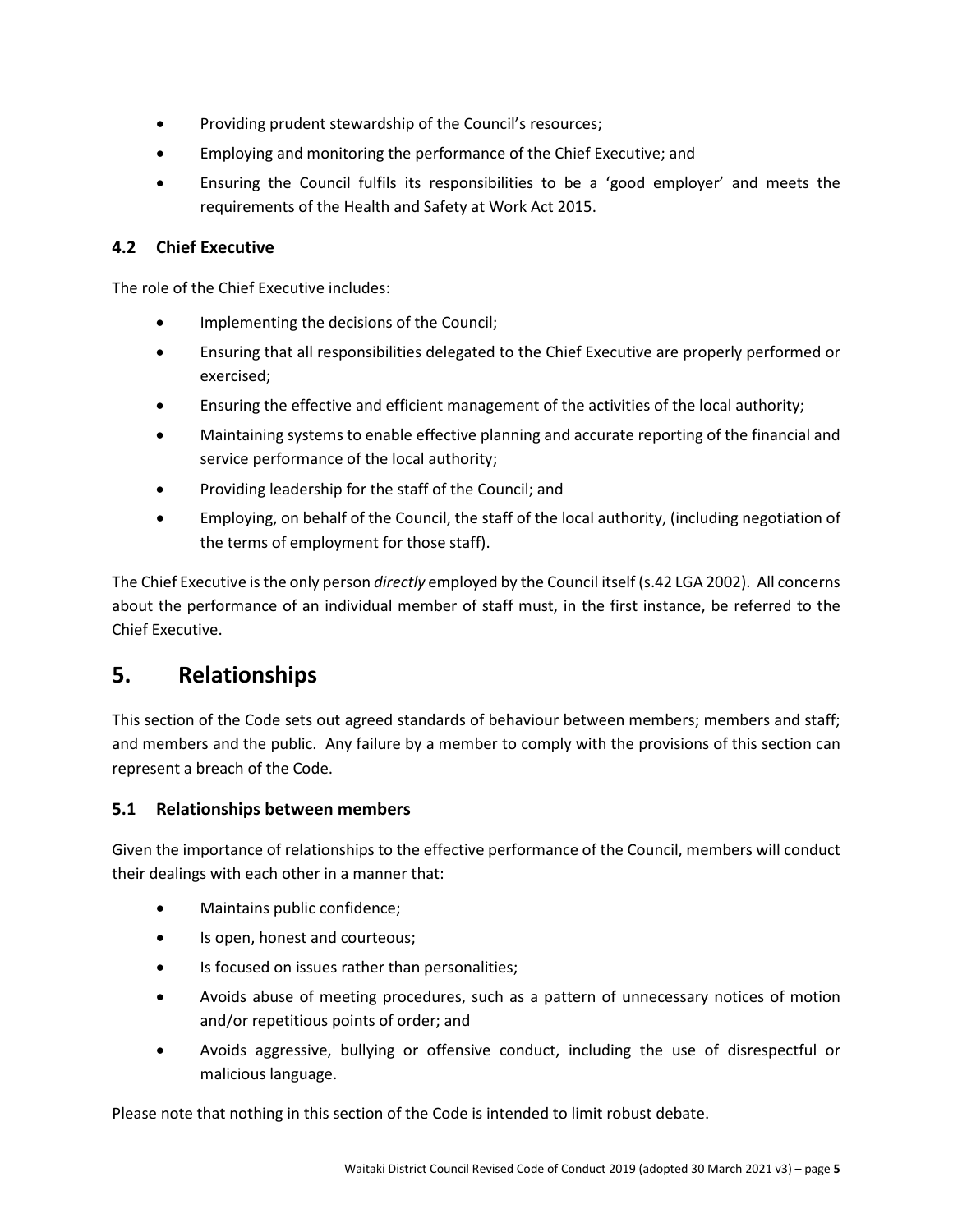- Providing prudent stewardship of the Council's resources;
- Employing and monitoring the performance of the Chief Executive; and
- Ensuring the Council fulfils its responsibilities to be a 'good employer' and meets the requirements of the Health and Safety at Work Act 2015.

### 4.2 Chief Executive

The role of the Chief Executive includes:

- Implementing the decisions of the Council;
- Ensuring that all responsibilities delegated to the Chief Executive are properly performed or exercised;
- Ensuring the effective and efficient management of the activities of the local authority;
- Maintaining systems to enable effective planning and accurate reporting of the financial and service performance of the local authority;
- Providing leadership for the staff of the Council; and
- Employing, on behalf of the Council, the staff of the local authority, (including negotiation of the terms of employment for those staff).

The Chief Executive is the only person *directly* employed by the Council itself (s.42 LGA 2002). All concerns about the performance of an individual member of staff must, in the first instance, be referred to the Chief Executive.

## 5. Relationships

This section of the Code sets out agreed standards of behaviour between members; members and staff; and members and the public. Any failure by a member to comply with the provisions of this section can represent a breach of the Code.

### 5.1 Relationships between members

Given the importance of relationships to the effective performance of the Council, members will conduct their dealings with each other in a manner that:

- Maintains public confidence;
- Is open, honest and courteous;
- Is focused on issues rather than personalities;
- Avoids abuse of meeting procedures, such as a pattern of unnecessary notices of motion and/or repetitious points of order; and
- Avoids aggressive, bullying or offensive conduct, including the use of disrespectful or malicious language.

Please note that nothing in this section of the Code is intended to limit robust debate.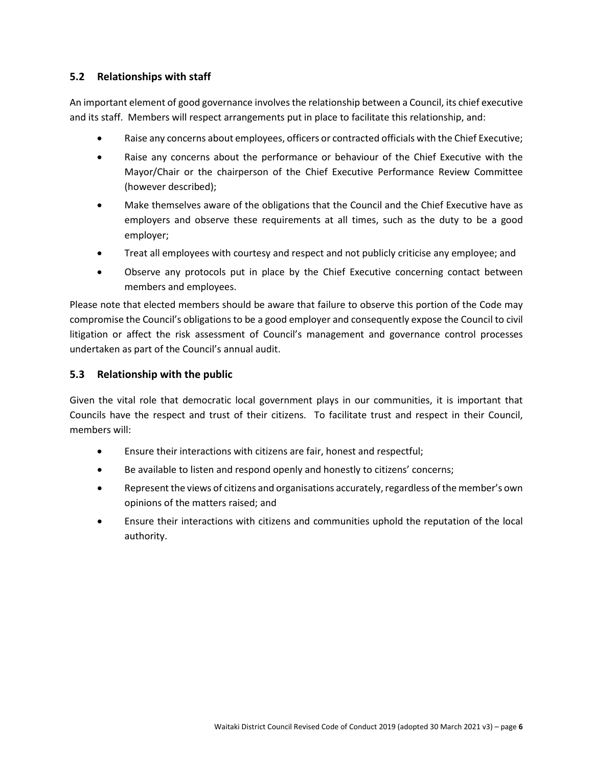### 5.2 Relationships with staff

An important element of good governance involves the relationship between a Council, its chief executive and its staff. Members will respect arrangements put in place to facilitate this relationship, and:

- Raise any concerns about employees, officers or contracted officials with the Chief Executive;
- Raise any concerns about the performance or behaviour of the Chief Executive with the Mayor/Chair or the chairperson of the Chief Executive Performance Review Committee (however described);
- Make themselves aware of the obligations that the Council and the Chief Executive have as employers and observe these requirements at all times, such as the duty to be a good employer;
- Treat all employees with courtesy and respect and not publicly criticise any employee; and
- Observe any protocols put in place by the Chief Executive concerning contact between members and employees.

Please note that elected members should be aware that failure to observe this portion of the Code may compromise the Council's obligations to be a good employer and consequently expose the Council to civil litigation or affect the risk assessment of Council's management and governance control processes undertaken as part of the Council's annual audit.

### 5.3 Relationship with the public

Given the vital role that democratic local government plays in our communities, it is important that Councils have the respect and trust of their citizens. To facilitate trust and respect in their Council, members will:

- Ensure their interactions with citizens are fair, honest and respectful;
- Be available to listen and respond openly and honestly to citizens' concerns;
- Represent the views of citizens and organisations accurately, regardless of the member's own opinions of the matters raised; and
- Ensure their interactions with citizens and communities uphold the reputation of the local authority.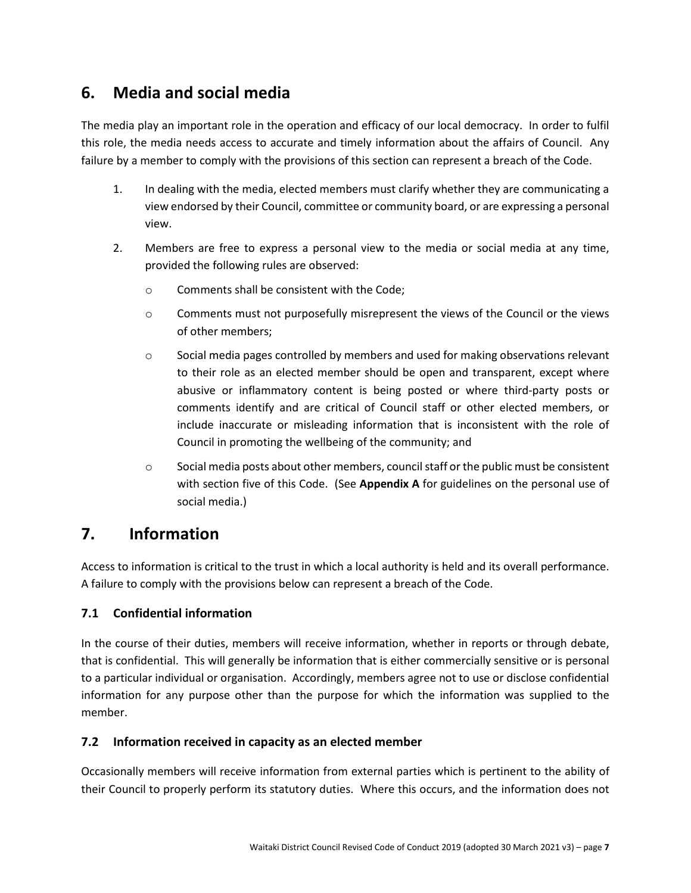## 6. Media and social media

The media play an important role in the operation and efficacy of our local democracy. In order to fulfil this role, the media needs access to accurate and timely information about the affairs of Council. Any failure by a member to comply with the provisions of this section can represent a breach of the Code.

1. In dealing with the media, elected members must clarify whether they are communicating a view endorsed by their Council, committee or community board, or are expressing a personal view.
2. Members are free to express a personal view to the media or social media at any time, provided the following rules are observed:
   - Comments shall be consistent with the Code;
   - Comments must not purposefully misrepresent the views of the Council or the views of other members;
   - Social media pages controlled by members and used for making observations relevant to their role as an elected member should be open and transparent, except where abusive or inflammatory content is being posted or where third-party posts or comments identify and are critical of Council staff or other elected members, or include inaccurate or misleading information that is inconsistent with the role of Council in promoting the wellbeing of the community; and
   - Social media posts about other members, council staff or the public must be consistent with section five of this Code. (See **Appendix A** for guidelines on the personal use of social media.)

## 7. Information

Access to information is critical to the trust in which a local authority is held and its overall performance. A failure to comply with the provisions below can represent a breach of the Code.

### 7.1 Confidential information

In the course of their duties, members will receive information, whether in reports or through debate, that is confidential. This will generally be information that is either commercially sensitive or is personal to a particular individual or organisation. Accordingly, members agree not to use or disclose confidential information for any purpose other than the purpose for which the information was supplied to the member.

### 7.2 Information received in capacity as an elected member

Occasionally members will receive information from external parties which is pertinent to the ability of their Council to properly perform its statutory duties. Where this occurs, and the information does not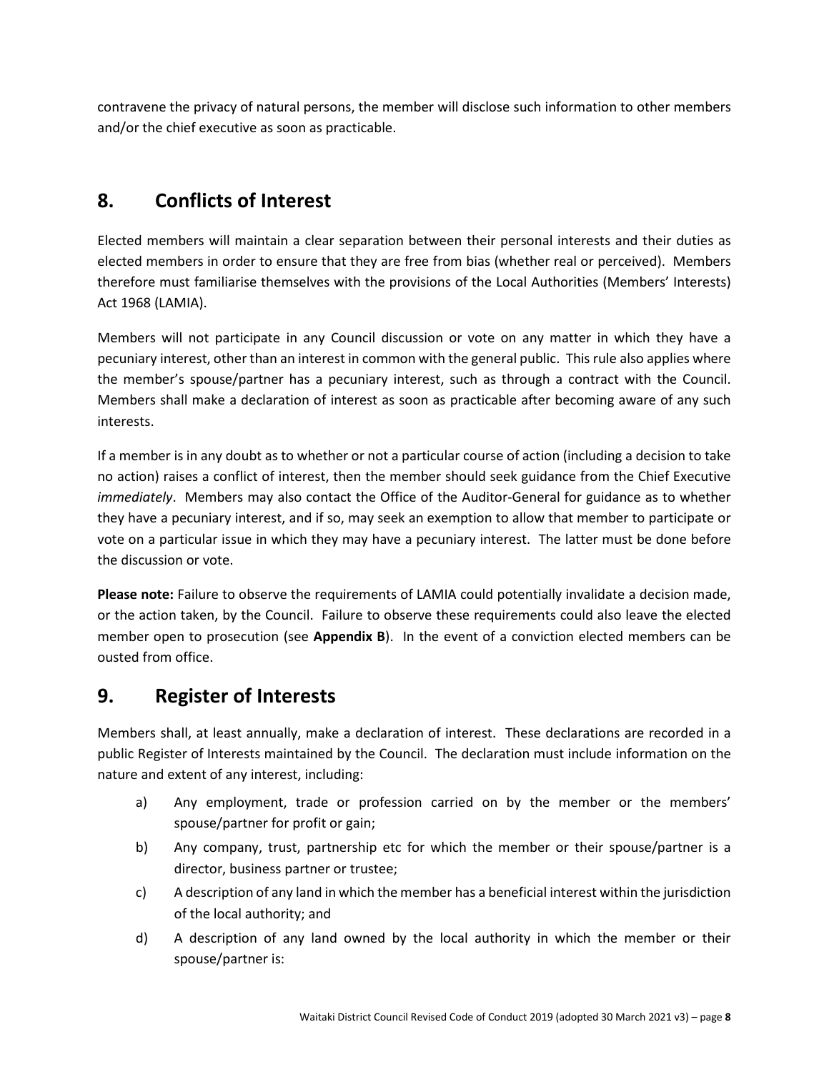contravene the privacy of natural persons, the member will disclose such information to other members and/or the chief executive as soon as practicable.

## 8. Conflicts of Interest

Elected members will maintain a clear separation between their personal interests and their duties as elected members in order to ensure that they are free from bias (whether real or perceived). Members therefore must familiarise themselves with the provisions of the Local Authorities (Members' Interests) Act 1968 (LAMIA).

Members will not participate in any Council discussion or vote on any matter in which they have a pecuniary interest, other than an interest in common with the general public. This rule also applies where the member's spouse/partner has a pecuniary interest, such as through a contract with the Council. Members shall make a declaration of interest as soon as practicable after becoming aware of any such interests.

If a member is in any doubt as to whether or not a particular course of action (including a decision to take no action) raises a conflict of interest, then the member should seek guidance from the Chief Executive *immediately*. Members may also contact the Office of the Auditor-General for guidance as to whether they have a pecuniary interest, and if so, may seek an exemption to allow that member to participate or vote on a particular issue in which they may have a pecuniary interest. The latter must be done before the discussion or vote.

**Please note:** Failure to observe the requirements of LAMIA could potentially invalidate a decision made, or the action taken, by the Council. Failure to observe these requirements could also leave the elected member open to prosecution (see **Appendix B**). In the event of a conviction elected members can be ousted from office.

## 9. Register of Interests

Members shall, at least annually, make a declaration of interest. These declarations are recorded in a public Register of Interests maintained by the Council. The declaration must include information on the nature and extent of any interest, including:

a) Any employment, trade or profession carried on by the member or the members' spouse/partner for profit or gain;

b) Any company, trust, partnership etc for which the member or their spouse/partner is a director, business partner or trustee;

c) A description of any land in which the member has a beneficial interest within the jurisdiction of the local authority; and

d) A description of any land owned by the local authority in which the member or their spouse/partner is: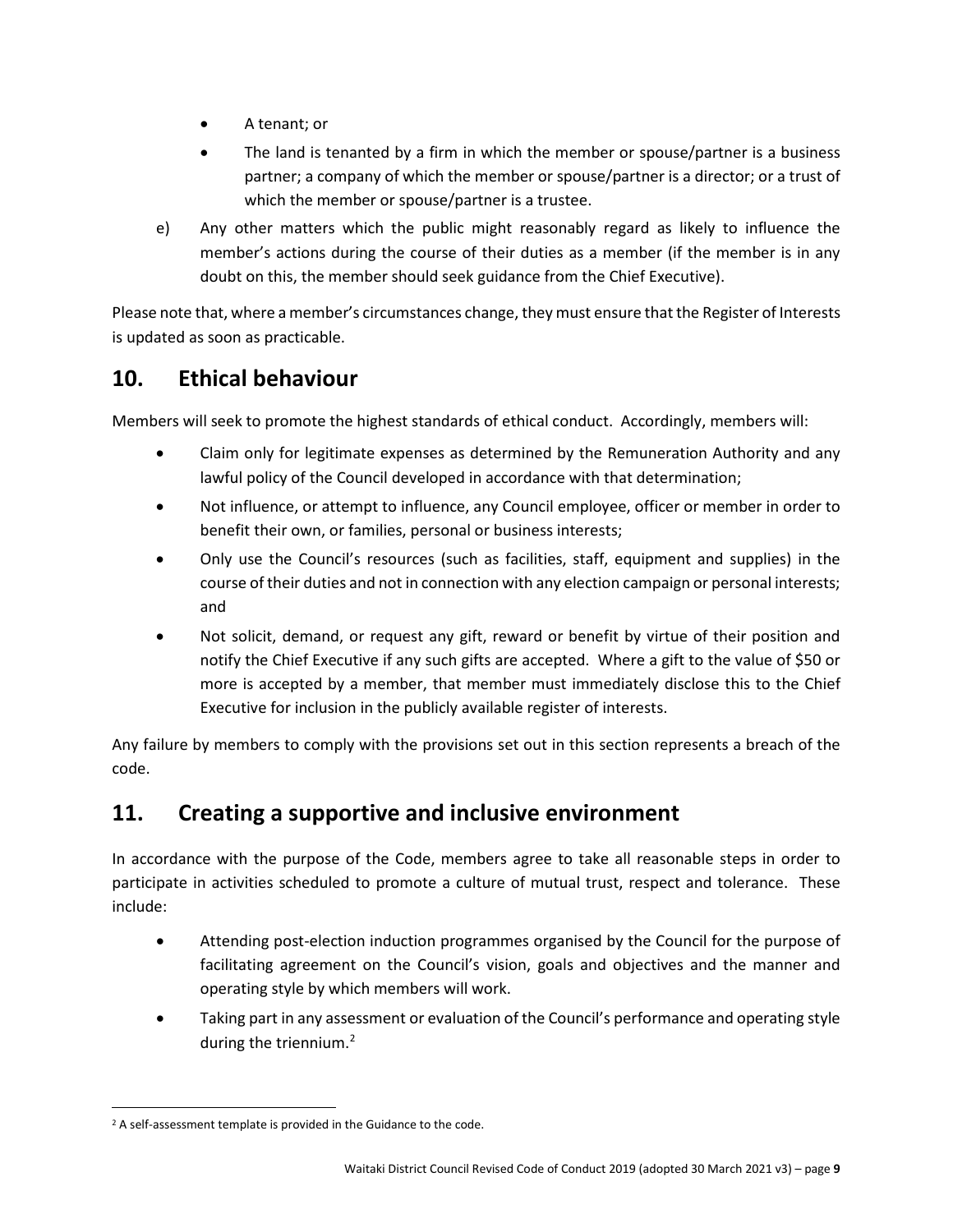- A tenant; or
- The land is tenanted by a firm in which the member or spouse/partner is a business partner; a company of which the member or spouse/partner is a director; or a trust of which the member or spouse/partner is a trustee.

e) Any other matters which the public might reasonably regard as likely to influence the member's actions during the course of their duties as a member (if the member is in any doubt on this, the member should seek guidance from the Chief Executive).

Please note that, where a member's circumstances change, they must ensure that the Register of Interests is updated as soon as practicable.

## 10. Ethical behaviour

Members will seek to promote the highest standards of ethical conduct. Accordingly, members will:

- Claim only for legitimate expenses as determined by the Remuneration Authority and any lawful policy of the Council developed in accordance with that determination;
- Not influence, or attempt to influence, any Council employee, officer or member in order to benefit their own, or families, personal or business interests;
- Only use the Council's resources (such as facilities, staff, equipment and supplies) in the course of their duties and not in connection with any election campaign or personal interests; and
- Not solicit, demand, or request any gift, reward or benefit by virtue of their position and notify the Chief Executive if any such gifts are accepted. Where a gift to the value of $50 or more is accepted by a member, that member must immediately disclose this to the Chief Executive for inclusion in the publicly available register of interests.

Any failure by members to comply with the provisions set out in this section represents a breach of the code.

## 11. Creating a supportive and inclusive environment

In accordance with the purpose of the Code, members agree to take all reasonable steps in order to participate in activities scheduled to promote a culture of mutual trust, respect and tolerance. These include:

- Attending post-election induction programmes organised by the Council for the purpose of facilitating agreement on the Council's vision, goals and objectives and the manner and operating style by which members will work.
- Taking part in any assessment or evaluation of the Council's performance and operating style during the triennium.[2]

[2] A self-assessment template is provided in the Guidance to the code.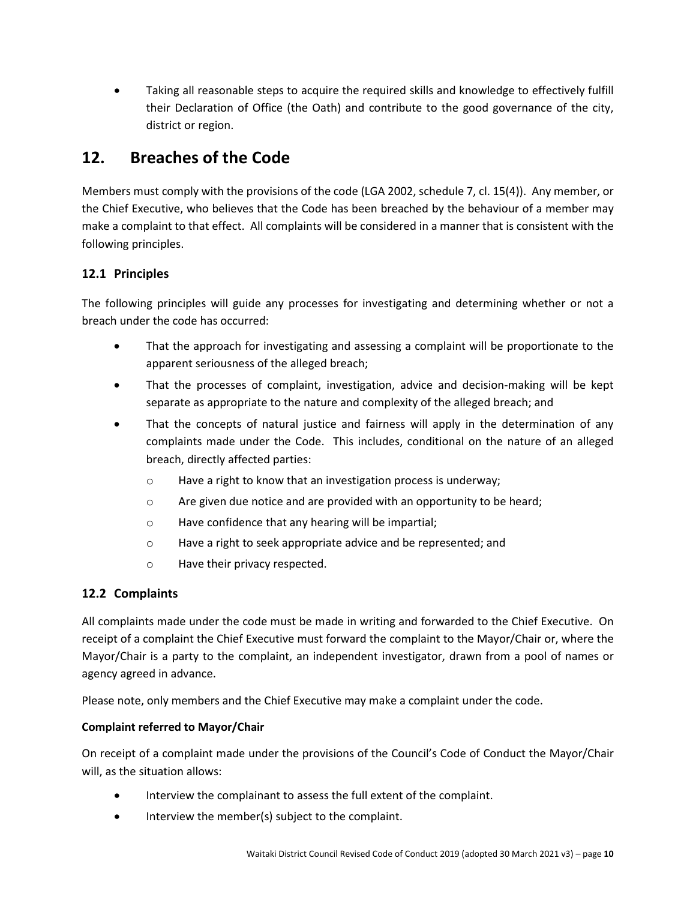- Taking all reasonable steps to acquire the required skills and knowledge to effectively fulfill their Declaration of Office (the Oath) and contribute to the good governance of the city, district or region.

# 12. Breaches of the Code

Members must comply with the provisions of the code (LGA 2002, schedule 7, cl. 15(4)). Any member, or the Chief Executive, who believes that the Code has been breached by the behaviour of a member may make a complaint to that effect. All complaints will be considered in a manner that is consistent with the following principles.

## 12.1 Principles

The following principles will guide any processes for investigating and determining whether or not a breach under the code has occurred:

- That the approach for investigating and assessing a complaint will be proportionate to the apparent seriousness of the alleged breach;
- That the processes of complaint, investigation, advice and decision-making will be kept separate as appropriate to the nature and complexity of the alleged breach; and
- That the concepts of natural justice and fairness will apply in the determination of any complaints made under the Code. This includes, conditional on the nature of an alleged breach, directly affected parties:
  - Have a right to know that an investigation process is underway;
  - Are given due notice and are provided with an opportunity to be heard;
  - Have confidence that any hearing will be impartial;
  - Have a right to seek appropriate advice and be represented; and
  - Have their privacy respected.

## 12.2 Complaints

All complaints made under the code must be made in writing and forwarded to the Chief Executive. On receipt of a complaint the Chief Executive must forward the complaint to the Mayor/Chair or, where the Mayor/Chair is a party to the complaint, an independent investigator, drawn from a pool of names or agency agreed in advance.

Please note, only members and the Chief Executive may make a complaint under the code.

**Complaint referred to Mayor/Chair**

On receipt of a complaint made under the provisions of the Council's Code of Conduct the Mayor/Chair will, as the situation allows:

- Interview the complainant to assess the full extent of the complaint.
- Interview the member(s) subject to the complaint.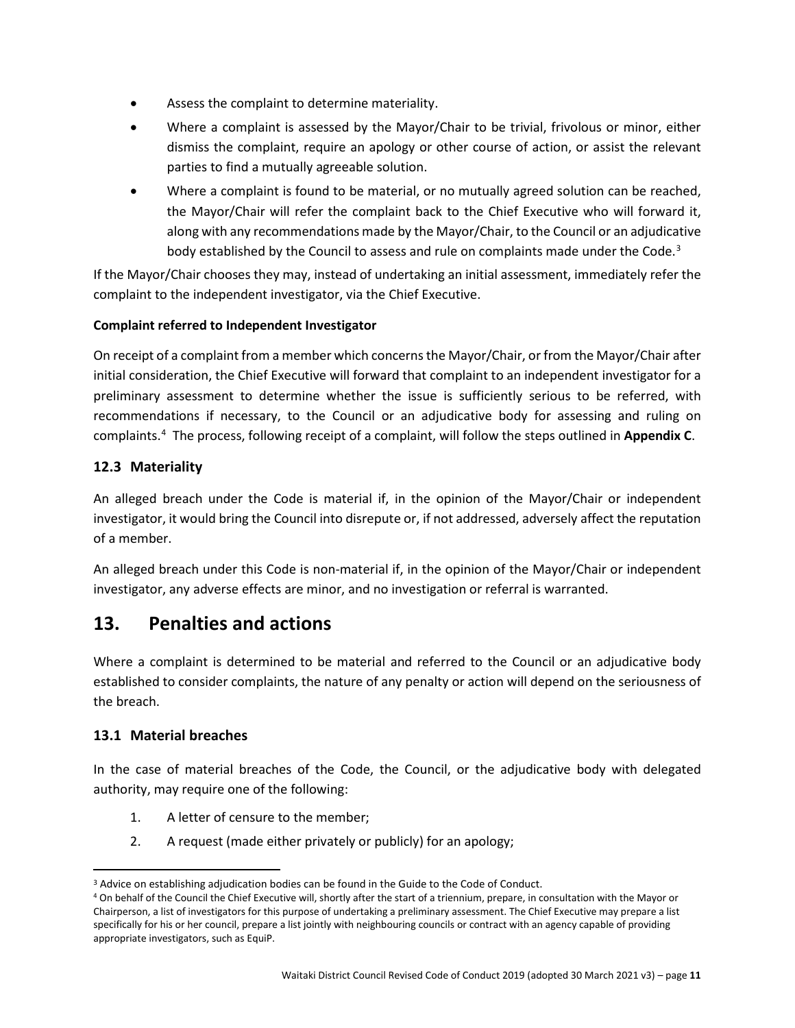- Assess the complaint to determine materiality.
- Where a complaint is assessed by the Mayor/Chair to be trivial, frivolous or minor, either dismiss the complaint, require an apology or other course of action, or assist the relevant parties to find a mutually agreeable solution.
- Where a complaint is found to be material, or no mutually agreed solution can be reached, the Mayor/Chair will refer the complaint back to the Chief Executive who will forward it, along with any recommendations made by the Mayor/Chair, to the Council or an adjudicative body established by the Council to assess and rule on complaints made under the Code.[3]

If the Mayor/Chair chooses they may, instead of undertaking an initial assessment, immediately refer the complaint to the independent investigator, via the Chief Executive.

**Complaint referred to Independent Investigator**

On receipt of a complaint from a member which concerns the Mayor/Chair, or from the Mayor/Chair after initial consideration, the Chief Executive will forward that complaint to an independent investigator for a preliminary assessment to determine whether the issue is sufficiently serious to be referred, with recommendations if necessary, to the Council or an adjudicative body for assessing and ruling on complaints.[4] The process, following receipt of a complaint, will follow the steps outlined in **Appendix C**.

### 12.3 Materiality

An alleged breach under the Code is material if, in the opinion of the Mayor/Chair or independent investigator, it would bring the Council into disrepute or, if not addressed, adversely affect the reputation of a member.

An alleged breach under this Code is non-material if, in the opinion of the Mayor/Chair or independent investigator, any adverse effects are minor, and no investigation or referral is warranted.

## 13. Penalties and actions

Where a complaint is determined to be material and referred to the Council or an adjudicative body established to consider complaints, the nature of any penalty or action will depend on the seriousness of the breach.

### 13.1 Material breaches

In the case of material breaches of the Code, the Council, or the adjudicative body with delegated authority, may require one of the following:

1. A letter of censure to the member;
2. A request (made either privately or publicly) for an apology;

---

[3] Advice on establishing adjudication bodies can be found in the Guide to the Code of Conduct.

[4] On behalf of the Council the Chief Executive will, shortly after the start of a triennium, prepare, in consultation with the Mayor or Chairperson, a list of investigators for this purpose of undertaking a preliminary assessment. The Chief Executive may prepare a list specifically for his or her council, prepare a list jointly with neighbouring councils or contract with an agency capable of providing appropriate investigators, such as EquiP.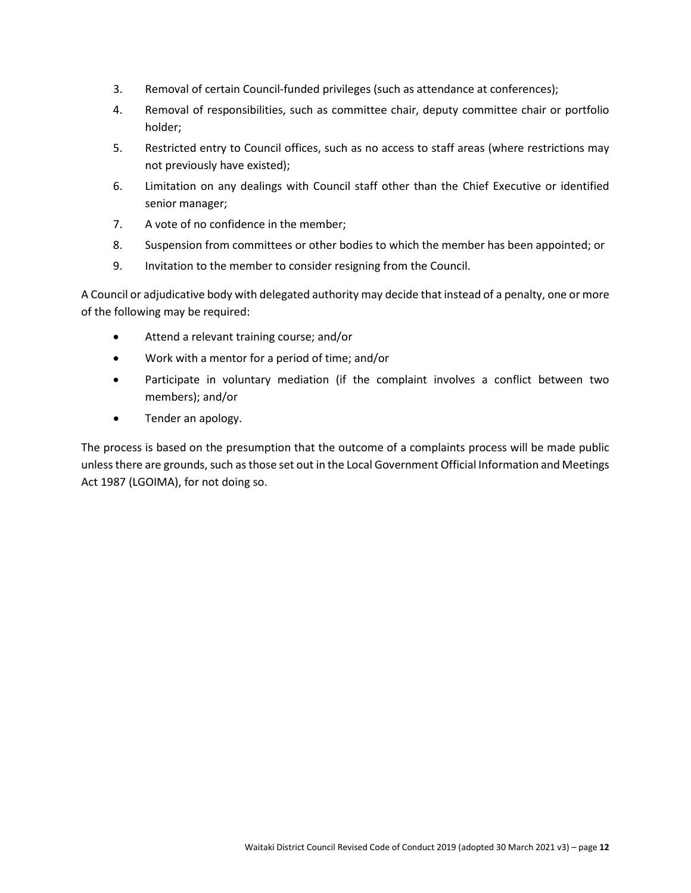3. Removal of certain Council-funded privileges (such as attendance at conferences);
4. Removal of responsibilities, such as committee chair, deputy committee chair or portfolio holder;
5. Restricted entry to Council offices, such as no access to staff areas (where restrictions may not previously have existed);
6. Limitation on any dealings with Council staff other than the Chief Executive or identified senior manager;
7. A vote of no confidence in the member;
8. Suspension from committees or other bodies to which the member has been appointed; or
9. Invitation to the member to consider resigning from the Council.

A Council or adjudicative body with delegated authority may decide that instead of a penalty, one or more of the following may be required:

- Attend a relevant training course; and/or
- Work with a mentor for a period of time; and/or
- Participate in voluntary mediation (if the complaint involves a conflict between two members); and/or
- Tender an apology.

The process is based on the presumption that the outcome of a complaints process will be made public unless there are grounds, such as those set out in the Local Government Official Information and Meetings Act 1987 (LGOIMA), for not doing so.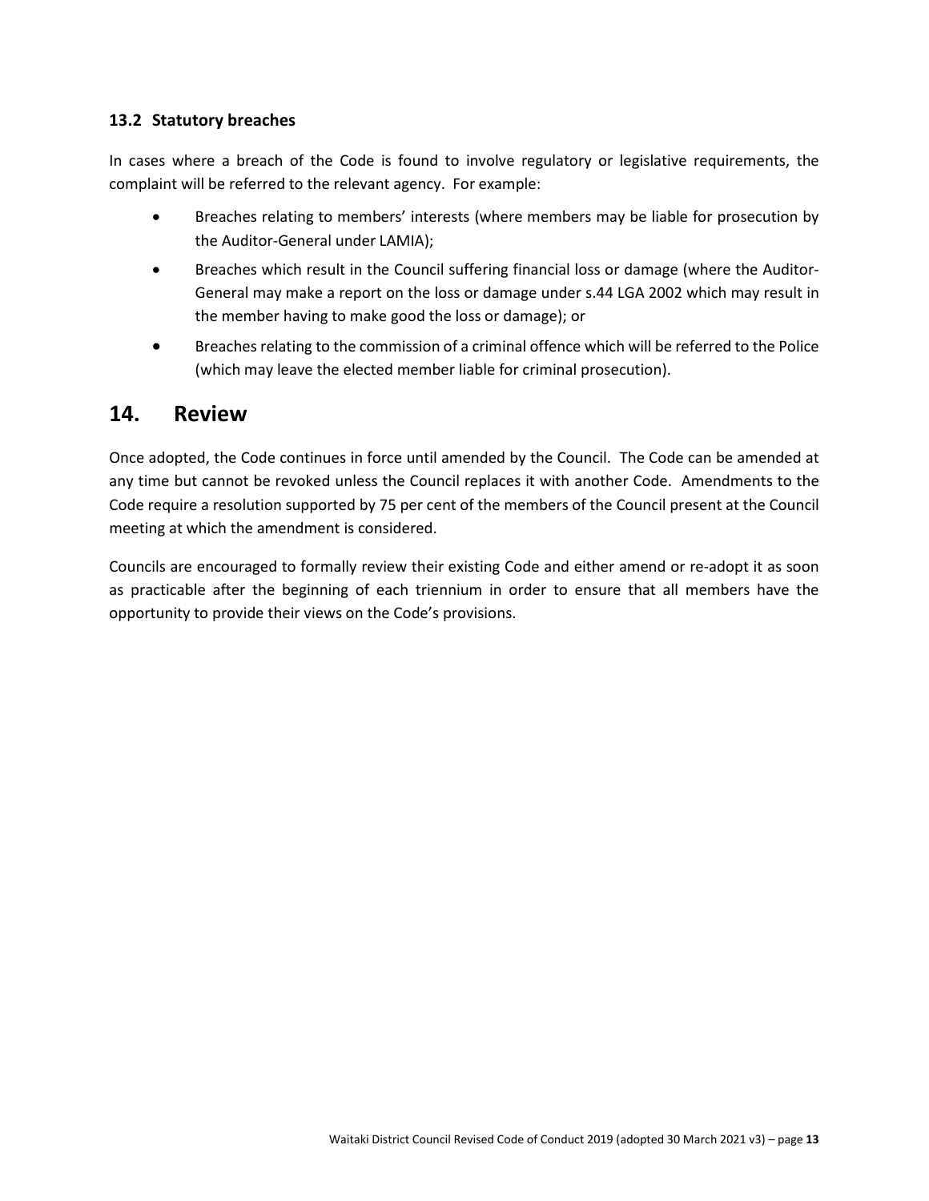### 13.2 Statutory breaches

In cases where a breach of the Code is found to involve regulatory or legislative requirements, the complaint will be referred to the relevant agency. For example:

- Breaches relating to members' interests (where members may be liable for prosecution by the Auditor-General under LAMIA);
- Breaches which result in the Council suffering financial loss or damage (where the Auditor-General may make a report on the loss or damage under s.44 LGA 2002 which may result in the member having to make good the loss or damage); or
- Breaches relating to the commission of a criminal offence which will be referred to the Police (which may leave the elected member liable for criminal prosecution).

## 14. Review

Once adopted, the Code continues in force until amended by the Council. The Code can be amended at any time but cannot be revoked unless the Council replaces it with another Code. Amendments to the Code require a resolution supported by 75 per cent of the members of the Council present at the Council meeting at which the amendment is considered.

Councils are encouraged to formally review their existing Code and either amend or re-adopt it as soon as practicable after the beginning of each triennium in order to ensure that all members have the opportunity to provide their views on the Code's provisions.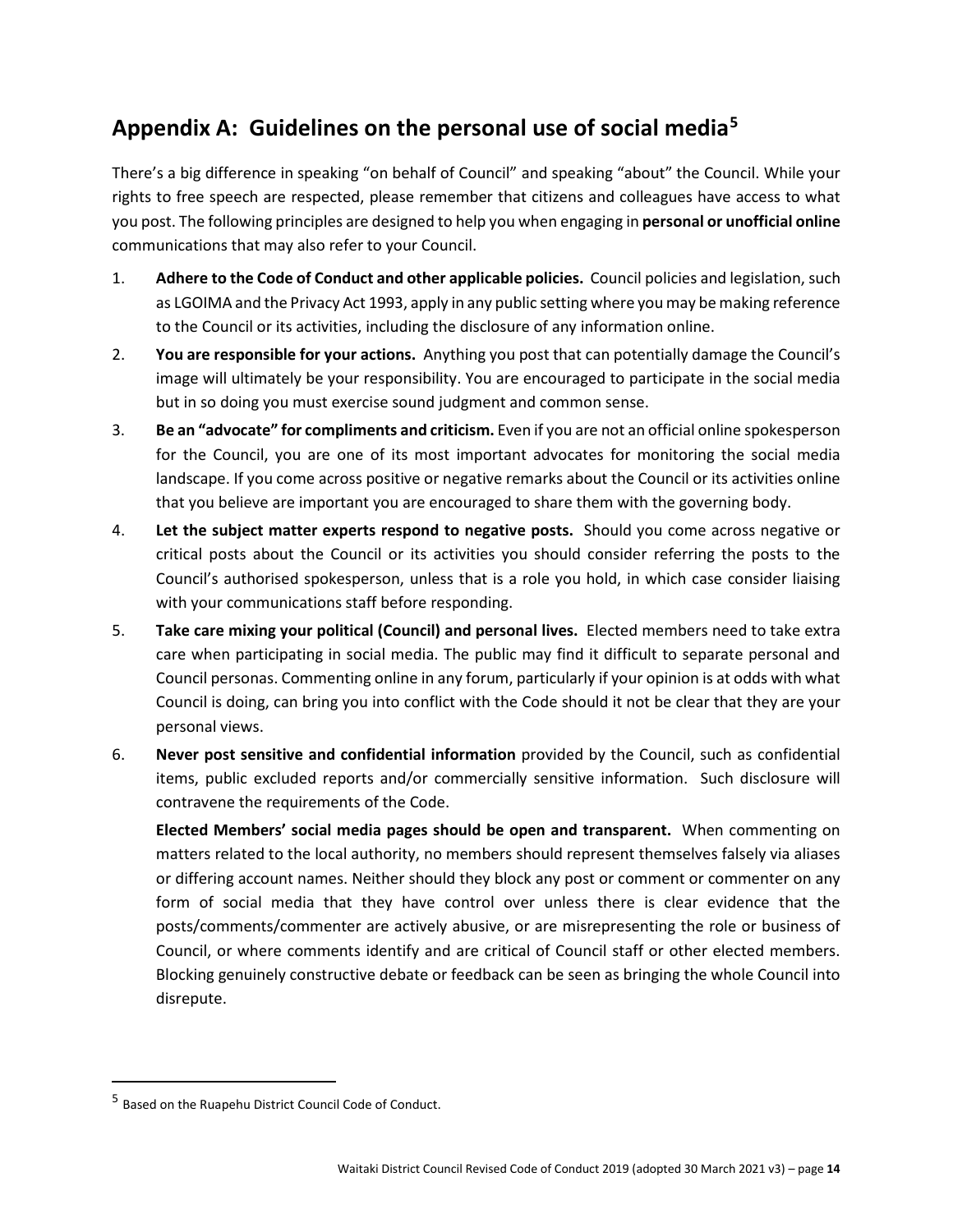## Appendix A: Guidelines on the personal use of social media[5]

There's a big difference in speaking "on behalf of Council" and speaking "about" the Council. While your rights to free speech are respected, please remember that citizens and colleagues have access to what you post. The following principles are designed to help you when engaging in **personal or unofficial online** communications that may also refer to your Council.

1. **Adhere to the Code of Conduct and other applicable policies.** Council policies and legislation, such as LGOIMA and the Privacy Act 1993, apply in any public setting where you may be making reference to the Council or its activities, including the disclosure of any information online.

2. **You are responsible for your actions.** Anything you post that can potentially damage the Council's image will ultimately be your responsibility. You are encouraged to participate in the social media but in so doing you must exercise sound judgment and common sense.

3. **Be an "advocate" for compliments and criticism.** Even if you are not an official online spokesperson for the Council, you are one of its most important advocates for monitoring the social media landscape. If you come across positive or negative remarks about the Council or its activities online that you believe are important you are encouraged to share them with the governing body.

4. **Let the subject matter experts respond to negative posts.** Should you come across negative or critical posts about the Council or its activities you should consider referring the posts to the Council's authorised spokesperson, unless that is a role you hold, in which case consider liaising with your communications staff before responding.

5. **Take care mixing your political (Council) and personal lives.** Elected members need to take extra care when participating in social media. The public may find it difficult to separate personal and Council personas. Commenting online in any forum, particularly if your opinion is at odds with what Council is doing, can bring you into conflict with the Code should it not be clear that they are your personal views.

6. **Never post sensitive and confidential information** provided by the Council, such as confidential items, public excluded reports and/or commercially sensitive information. Such disclosure will contravene the requirements of the Code.

   **Elected Members' social media pages should be open and transparent.** When commenting on matters related to the local authority, no members should represent themselves falsely via aliases or differing account names. Neither should they block any post or comment or commenter on any form of social media that they have control over unless there is clear evidence that the posts/comments/commenter are actively abusive, or are misrepresenting the role or business of Council, or where comments identify and are critical of Council staff or other elected members. Blocking genuinely constructive debate or feedback can be seen as bringing the whole Council into disrepute.

---

[5] Based on the Ruapehu District Council Code of Conduct.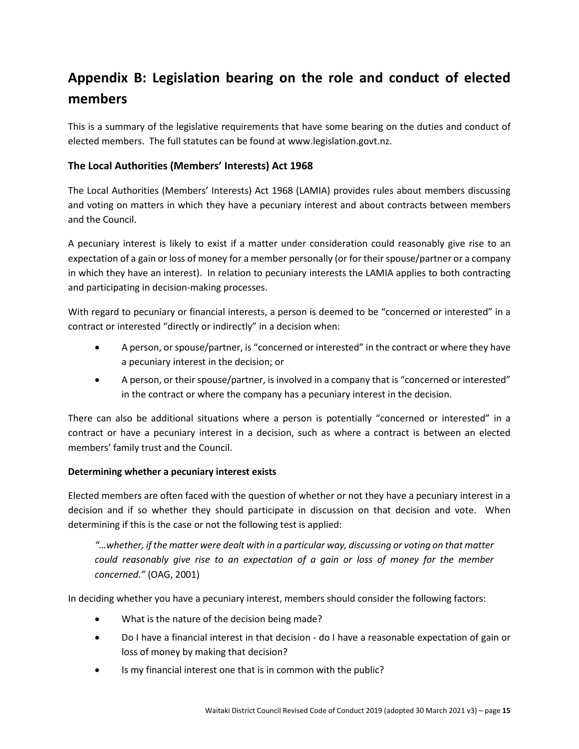## Appendix B: Legislation bearing on the role and conduct of elected members

This is a summary of the legislative requirements that have some bearing on the duties and conduct of elected members. The full statutes can be found at www.legislation.govt.nz.

### The Local Authorities (Members' Interests) Act 1968

The Local Authorities (Members' Interests) Act 1968 (LAMIA) provides rules about members discussing and voting on matters in which they have a pecuniary interest and about contracts between members and the Council.

A pecuniary interest is likely to exist if a matter under consideration could reasonably give rise to an expectation of a gain or loss of money for a member personally (or for their spouse/partner or a company in which they have an interest). In relation to pecuniary interests the LAMIA applies to both contracting and participating in decision-making processes.

With regard to pecuniary or financial interests, a person is deemed to be "concerned or interested" in a contract or interested "directly or indirectly" in a decision when:

- A person, or spouse/partner, is "concerned or interested" in the contract or where they have a pecuniary interest in the decision; or
- A person, or their spouse/partner, is involved in a company that is "concerned or interested" in the contract or where the company has a pecuniary interest in the decision.

There can also be additional situations where a person is potentially "concerned or interested" in a contract or have a pecuniary interest in a decision, such as where a contract is between an elected members' family trust and the Council.

**Determining whether a pecuniary interest exists**

Elected members are often faced with the question of whether or not they have a pecuniary interest in a decision and if so whether they should participate in discussion on that decision and vote. When determining if this is the case or not the following test is applied:

> *"…whether, if the matter were dealt with in a particular way, discussing or voting on that matter could reasonably give rise to an expectation of a gain or loss of money for the member concerned."* (OAG, 2001)

In deciding whether you have a pecuniary interest, members should consider the following factors:

- What is the nature of the decision being made?
- Do I have a financial interest in that decision - do I have a reasonable expectation of gain or loss of money by making that decision?
- Is my financial interest one that is in common with the public?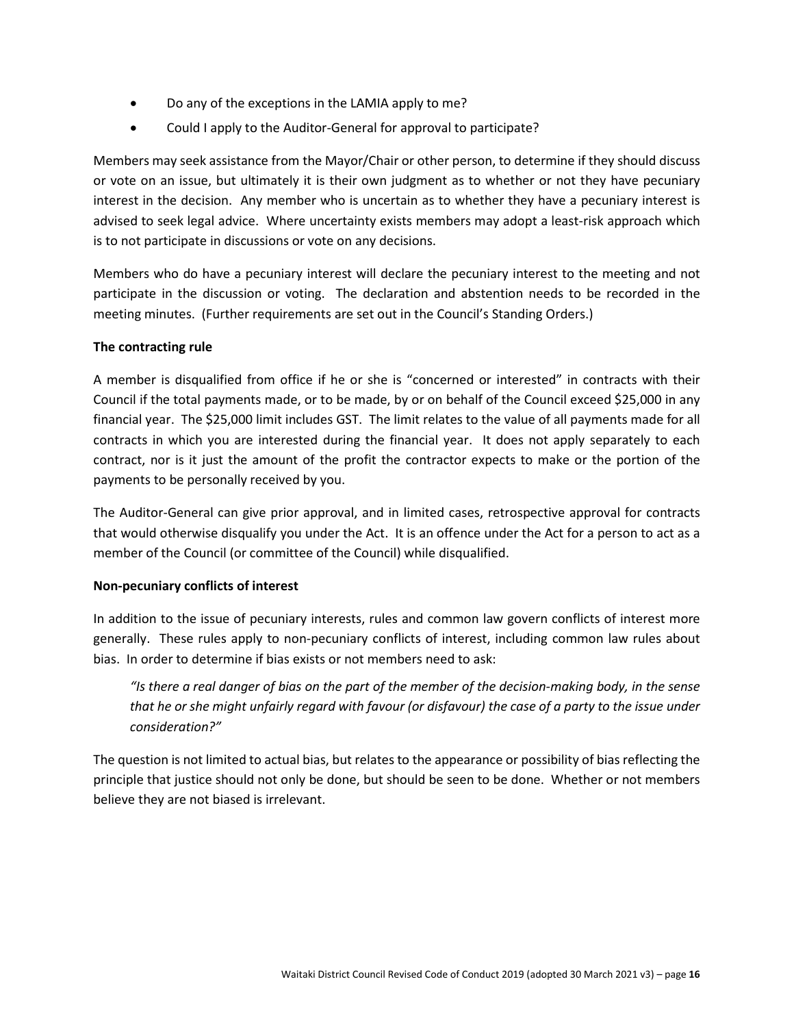- Do any of the exceptions in the LAMIA apply to me?
- Could I apply to the Auditor-General for approval to participate?

Members may seek assistance from the Mayor/Chair or other person, to determine if they should discuss or vote on an issue, but ultimately it is their own judgment as to whether or not they have pecuniary interest in the decision. Any member who is uncertain as to whether they have a pecuniary interest is advised to seek legal advice. Where uncertainty exists members may adopt a least-risk approach which is to not participate in discussions or vote on any decisions.

Members who do have a pecuniary interest will declare the pecuniary interest to the meeting and not participate in the discussion or voting. The declaration and abstention needs to be recorded in the meeting minutes. (Further requirements are set out in the Council's Standing Orders.)

**The contracting rule**

A member is disqualified from office if he or she is "concerned or interested" in contracts with their Council if the total payments made, or to be made, by or on behalf of the Council exceed $25,000 in any financial year. The $25,000 limit includes GST. The limit relates to the value of all payments made for all contracts in which you are interested during the financial year. It does not apply separately to each contract, nor is it just the amount of the profit the contractor expects to make or the portion of the payments to be personally received by you.

The Auditor-General can give prior approval, and in limited cases, retrospective approval for contracts that would otherwise disqualify you under the Act. It is an offence under the Act for a person to act as a member of the Council (or committee of the Council) while disqualified.

**Non-pecuniary conflicts of interest**

In addition to the issue of pecuniary interests, rules and common law govern conflicts of interest more generally. These rules apply to non-pecuniary conflicts of interest, including common law rules about bias. In order to determine if bias exists or not members need to ask:

> *"Is there a real danger of bias on the part of the member of the decision-making body, in the sense that he or she might unfairly regard with favour (or disfavour) the case of a party to the issue under consideration?"*

The question is not limited to actual bias, but relates to the appearance or possibility of bias reflecting the principle that justice should not only be done, but should be seen to be done. Whether or not members believe they are not biased is irrelevant.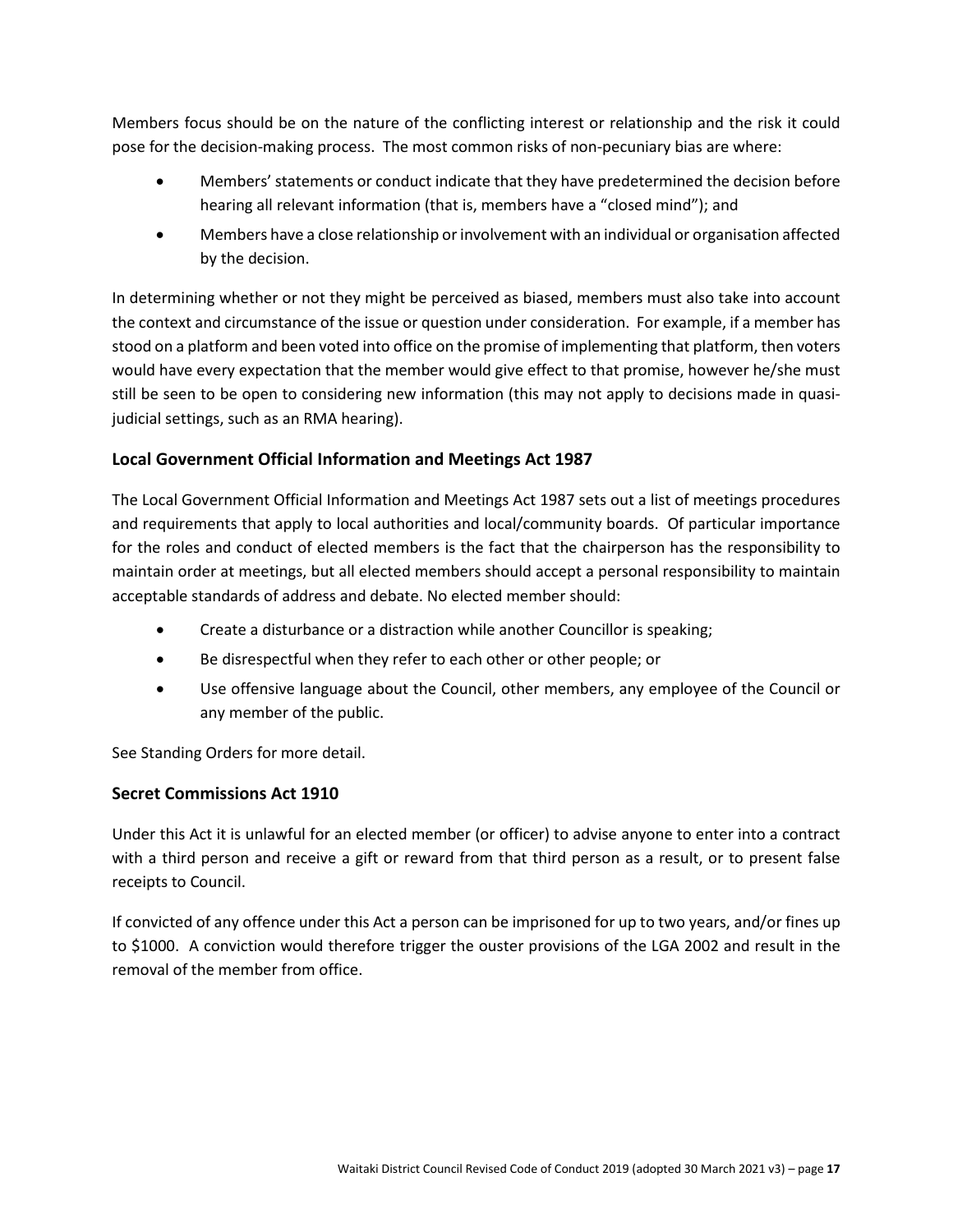Members focus should be on the nature of the conflicting interest or relationship and the risk it could pose for the decision-making process. The most common risks of non-pecuniary bias are where:

- Members' statements or conduct indicate that they have predetermined the decision before hearing all relevant information (that is, members have a "closed mind"); and
- Members have a close relationship or involvement with an individual or organisation affected by the decision.

In determining whether or not they might be perceived as biased, members must also take into account the context and circumstance of the issue or question under consideration. For example, if a member has stood on a platform and been voted into office on the promise of implementing that platform, then voters would have every expectation that the member would give effect to that promise, however he/she must still be seen to be open to considering new information (this may not apply to decisions made in quasi-judicial settings, such as an RMA hearing).

## Local Government Official Information and Meetings Act 1987

The Local Government Official Information and Meetings Act 1987 sets out a list of meetings procedures and requirements that apply to local authorities and local/community boards. Of particular importance for the roles and conduct of elected members is the fact that the chairperson has the responsibility to maintain order at meetings, but all elected members should accept a personal responsibility to maintain acceptable standards of address and debate. No elected member should:

- Create a disturbance or a distraction while another Councillor is speaking;
- Be disrespectful when they refer to each other or other people; or
- Use offensive language about the Council, other members, any employee of the Council or any member of the public.

See Standing Orders for more detail.

## Secret Commissions Act 1910

Under this Act it is unlawful for an elected member (or officer) to advise anyone to enter into a contract with a third person and receive a gift or reward from that third person as a result, or to present false receipts to Council.

If convicted of any offence under this Act a person can be imprisoned for up to two years, and/or fines up to $1000. A conviction would therefore trigger the ouster provisions of the LGA 2002 and result in the removal of the member from office.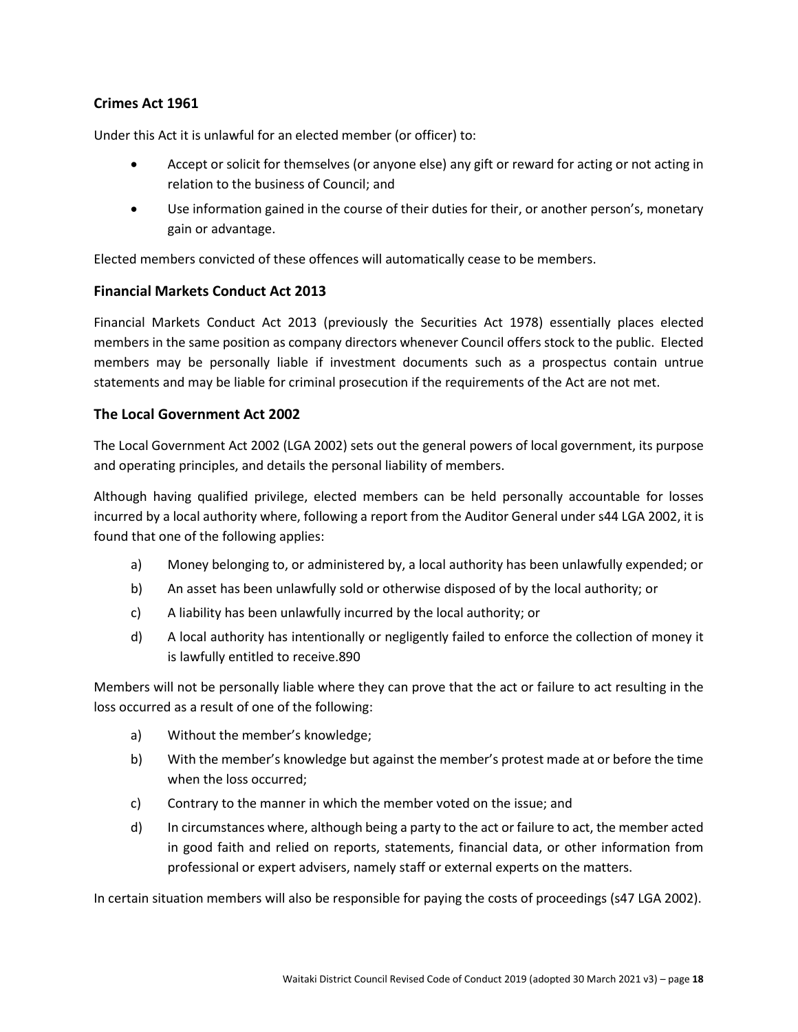### Crimes Act 1961

Under this Act it is unlawful for an elected member (or officer) to:

- Accept or solicit for themselves (or anyone else) any gift or reward for acting or not acting in relation to the business of Council; and
- Use information gained in the course of their duties for their, or another person's, monetary gain or advantage.

Elected members convicted of these offences will automatically cease to be members.

### Financial Markets Conduct Act 2013

Financial Markets Conduct Act 2013 (previously the Securities Act 1978) essentially places elected members in the same position as company directors whenever Council offers stock to the public. Elected members may be personally liable if investment documents such as a prospectus contain untrue statements and may be liable for criminal prosecution if the requirements of the Act are not met.

### The Local Government Act 2002

The Local Government Act 2002 (LGA 2002) sets out the general powers of local government, its purpose and operating principles, and details the personal liability of members.

Although having qualified privilege, elected members can be held personally accountable for losses incurred by a local authority where, following a report from the Auditor General under s44 LGA 2002, it is found that one of the following applies:

a) Money belonging to, or administered by, a local authority has been unlawfully expended; or

b) An asset has been unlawfully sold or otherwise disposed of by the local authority; or

c) A liability has been unlawfully incurred by the local authority; or

d) A local authority has intentionally or negligently failed to enforce the collection of money it is lawfully entitled to receive.890

Members will not be personally liable where they can prove that the act or failure to act resulting in the loss occurred as a result of one of the following:

a) Without the member's knowledge;

b) With the member's knowledge but against the member's protest made at or before the time when the loss occurred;

c) Contrary to the manner in which the member voted on the issue; and

d) In circumstances where, although being a party to the act or failure to act, the member acted in good faith and relied on reports, statements, financial data, or other information from professional or expert advisers, namely staff or external experts on the matters.

In certain situation members will also be responsible for paying the costs of proceedings (s47 LGA 2002).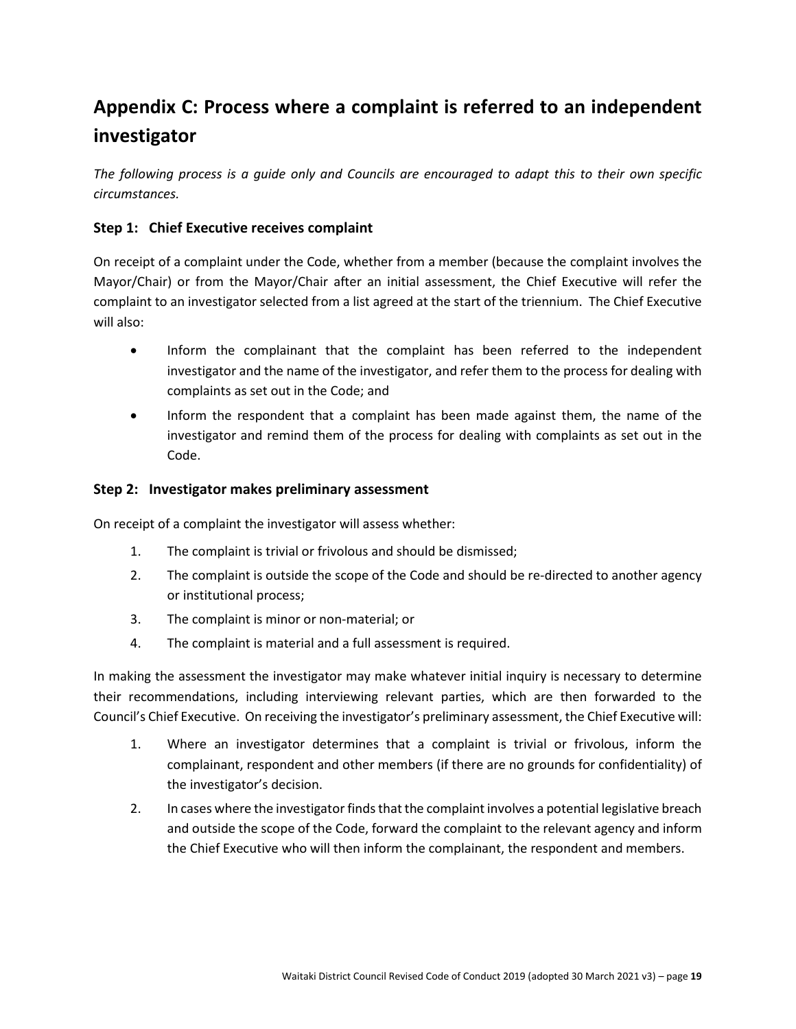# Appendix C: Process where a complaint is referred to an independent investigator

*The following process is a guide only and Councils are encouraged to adapt this to their own specific circumstances.*

### Step 1: Chief Executive receives complaint

On receipt of a complaint under the Code, whether from a member (because the complaint involves the Mayor/Chair) or from the Mayor/Chair after an initial assessment, the Chief Executive will refer the complaint to an investigator selected from a list agreed at the start of the triennium. The Chief Executive will also:

- Inform the complainant that the complaint has been referred to the independent investigator and the name of the investigator, and refer them to the process for dealing with complaints as set out in the Code; and
- Inform the respondent that a complaint has been made against them, the name of the investigator and remind them of the process for dealing with complaints as set out in the Code.

### Step 2: Investigator makes preliminary assessment

On receipt of a complaint the investigator will assess whether:

1. The complaint is trivial or frivolous and should be dismissed;
2. The complaint is outside the scope of the Code and should be re-directed to another agency or institutional process;
3. The complaint is minor or non-material; or
4. The complaint is material and a full assessment is required.

In making the assessment the investigator may make whatever initial inquiry is necessary to determine their recommendations, including interviewing relevant parties, which are then forwarded to the Council's Chief Executive. On receiving the investigator's preliminary assessment, the Chief Executive will:

1. Where an investigator determines that a complaint is trivial or frivolous, inform the complainant, respondent and other members (if there are no grounds for confidentiality) of the investigator's decision.
2. In cases where the investigator finds that the complaint involves a potential legislative breach and outside the scope of the Code, forward the complaint to the relevant agency and inform the Chief Executive who will then inform the complainant, the respondent and members.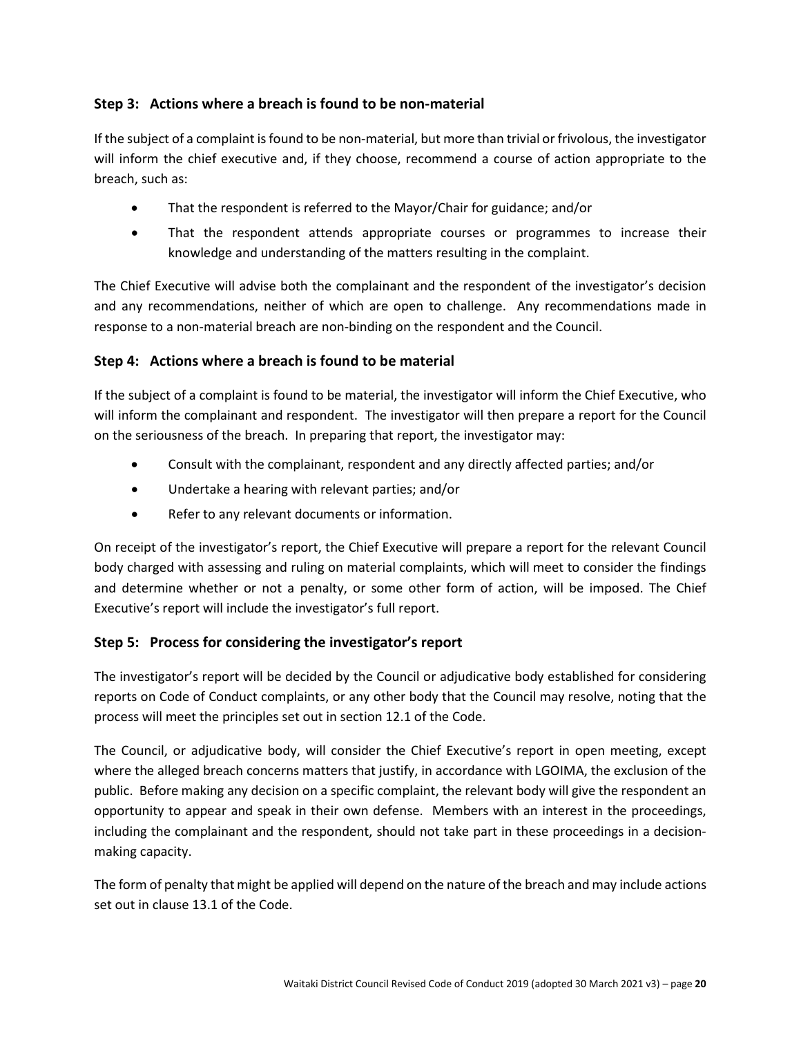### Step 3: Actions where a breach is found to be non-material

If the subject of a complaint is found to be non-material, but more than trivial or frivolous, the investigator will inform the chief executive and, if they choose, recommend a course of action appropriate to the breach, such as:

- That the respondent is referred to the Mayor/Chair for guidance; and/or
- That the respondent attends appropriate courses or programmes to increase their knowledge and understanding of the matters resulting in the complaint.

The Chief Executive will advise both the complainant and the respondent of the investigator's decision and any recommendations, neither of which are open to challenge. Any recommendations made in response to a non-material breach are non-binding on the respondent and the Council.

### Step 4: Actions where a breach is found to be material

If the subject of a complaint is found to be material, the investigator will inform the Chief Executive, who will inform the complainant and respondent. The investigator will then prepare a report for the Council on the seriousness of the breach. In preparing that report, the investigator may:

- Consult with the complainant, respondent and any directly affected parties; and/or
- Undertake a hearing with relevant parties; and/or
- Refer to any relevant documents or information.

On receipt of the investigator's report, the Chief Executive will prepare a report for the relevant Council body charged with assessing and ruling on material complaints, which will meet to consider the findings and determine whether or not a penalty, or some other form of action, will be imposed. The Chief Executive's report will include the investigator's full report.

### Step 5: Process for considering the investigator's report

The investigator's report will be decided by the Council or adjudicative body established for considering reports on Code of Conduct complaints, or any other body that the Council may resolve, noting that the process will meet the principles set out in section 12.1 of the Code.

The Council, or adjudicative body, will consider the Chief Executive's report in open meeting, except where the alleged breach concerns matters that justify, in accordance with LGOIMA, the exclusion of the public. Before making any decision on a specific complaint, the relevant body will give the respondent an opportunity to appear and speak in their own defense. Members with an interest in the proceedings, including the complainant and the respondent, should not take part in these proceedings in a decision-making capacity.

The form of penalty that might be applied will depend on the nature of the breach and may include actions set out in clause 13.1 of the Code.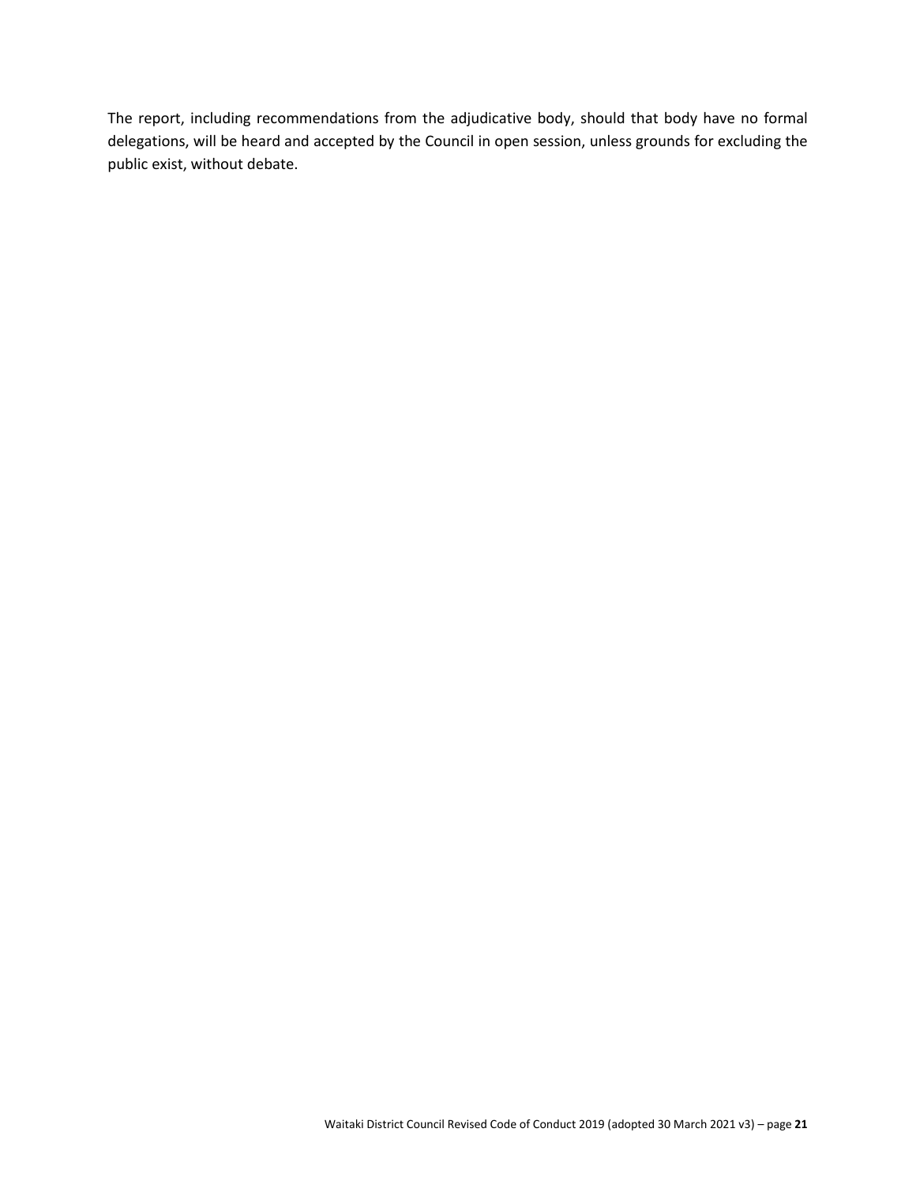The report, including recommendations from the adjudicative body, should that body have no formal delegations, will be heard and accepted by the Council in open session, unless grounds for excluding the public exist, without debate.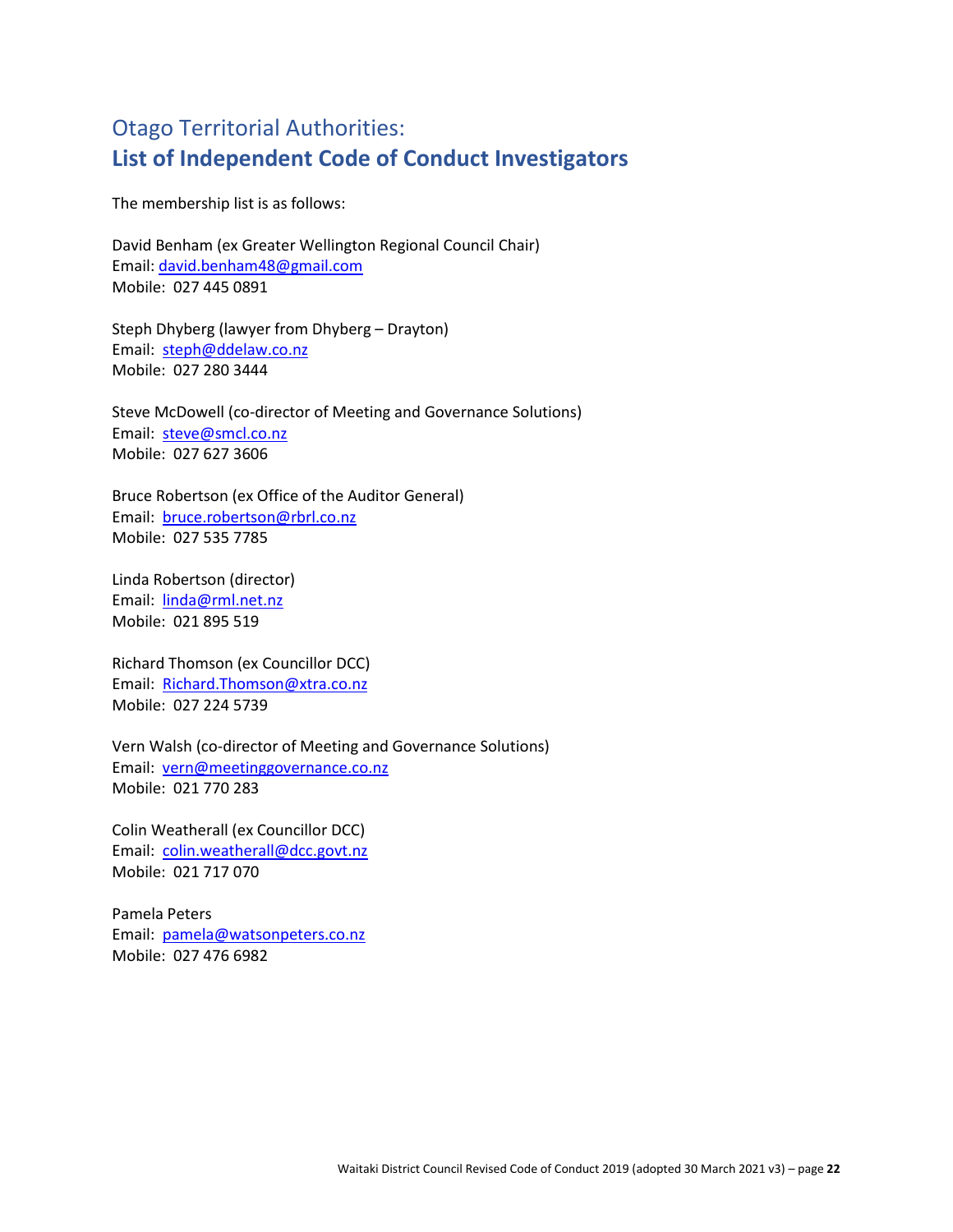## Otago Territorial Authorities:
## **List of Independent Code of Conduct Investigators**

The membership list is as follows:

David Benham (ex Greater Wellington Regional Council Chair)
Email: david.benham48@gmail.com
Mobile: 027 445 0891

Steph Dhyberg (lawyer from Dhyberg – Drayton)
Email: steph@ddelaw.co.nz
Mobile: 027 280 3444

Steve McDowell (co-director of Meeting and Governance Solutions)
Email: steve@smcl.co.nz
Mobile: 027 627 3606

Bruce Robertson (ex Office of the Auditor General)
Email: bruce.robertson@rbrl.co.nz
Mobile: 027 535 7785

Linda Robertson (director)
Email: linda@rml.net.nz
Mobile: 021 895 519

Richard Thomson (ex Councillor DCC)
Email: Richard.Thomson@xtra.co.nz
Mobile: 027 224 5739

Vern Walsh (co-director of Meeting and Governance Solutions)
Email: vern@meetinggovernance.co.nz
Mobile: 021 770 283

Colin Weatherall (ex Councillor DCC)
Email: colin.weatherall@dcc.govt.nz
Mobile: 021 717 070

Pamela Peters
Email: pamela@watsonpeters.co.nz
Mobile: 027 476 6982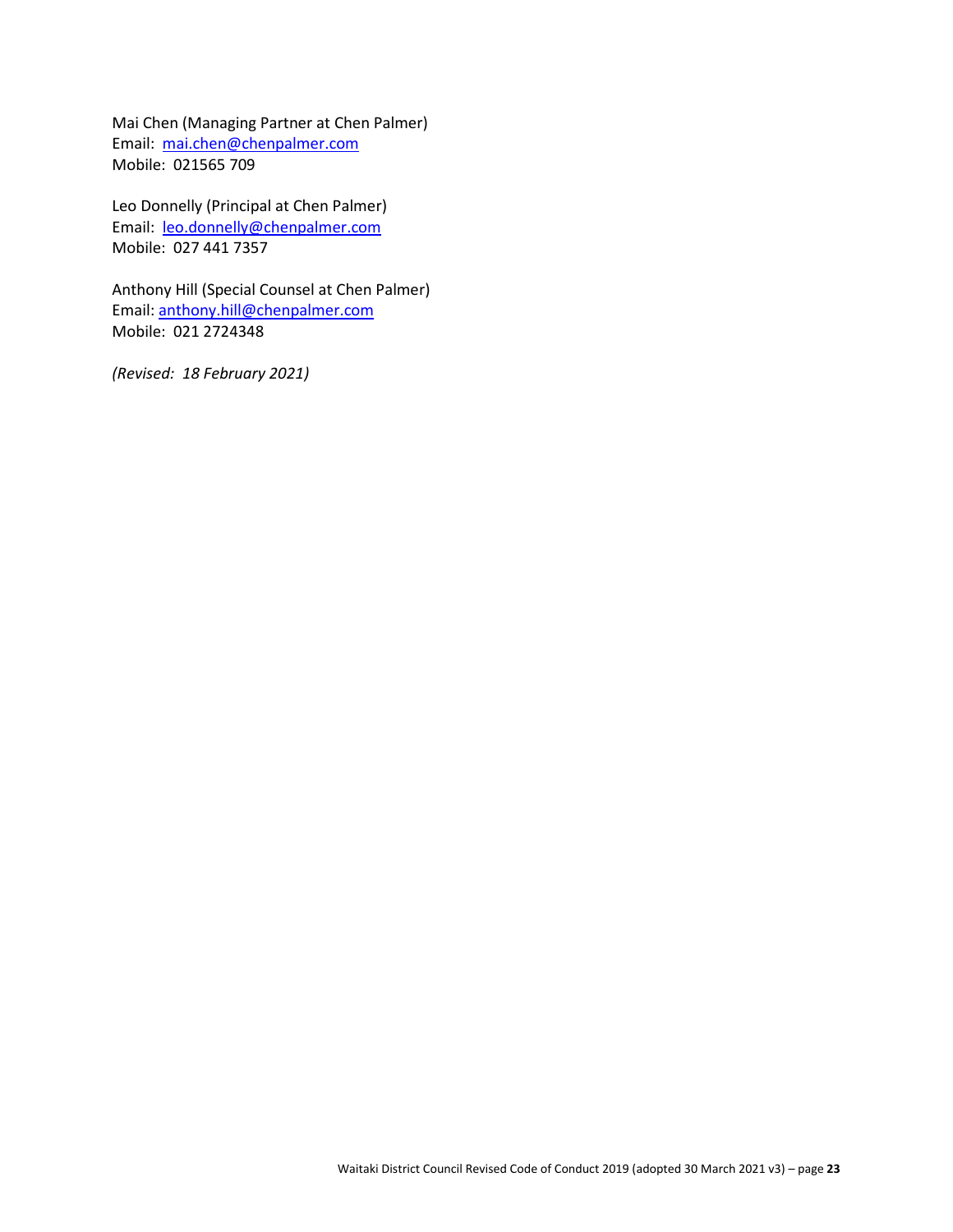Mai Chen (Managing Partner at Chen Palmer)
Email: mai.chen@chenpalmer.com
Mobile: 021565 709

Leo Donnelly (Principal at Chen Palmer)
Email: leo.donnelly@chenpalmer.com
Mobile: 027 441 7357

Anthony Hill (Special Counsel at Chen Palmer)
Email: anthony.hill@chenpalmer.com
Mobile: 021 2724348

*(Revised: 18 February 2021)*